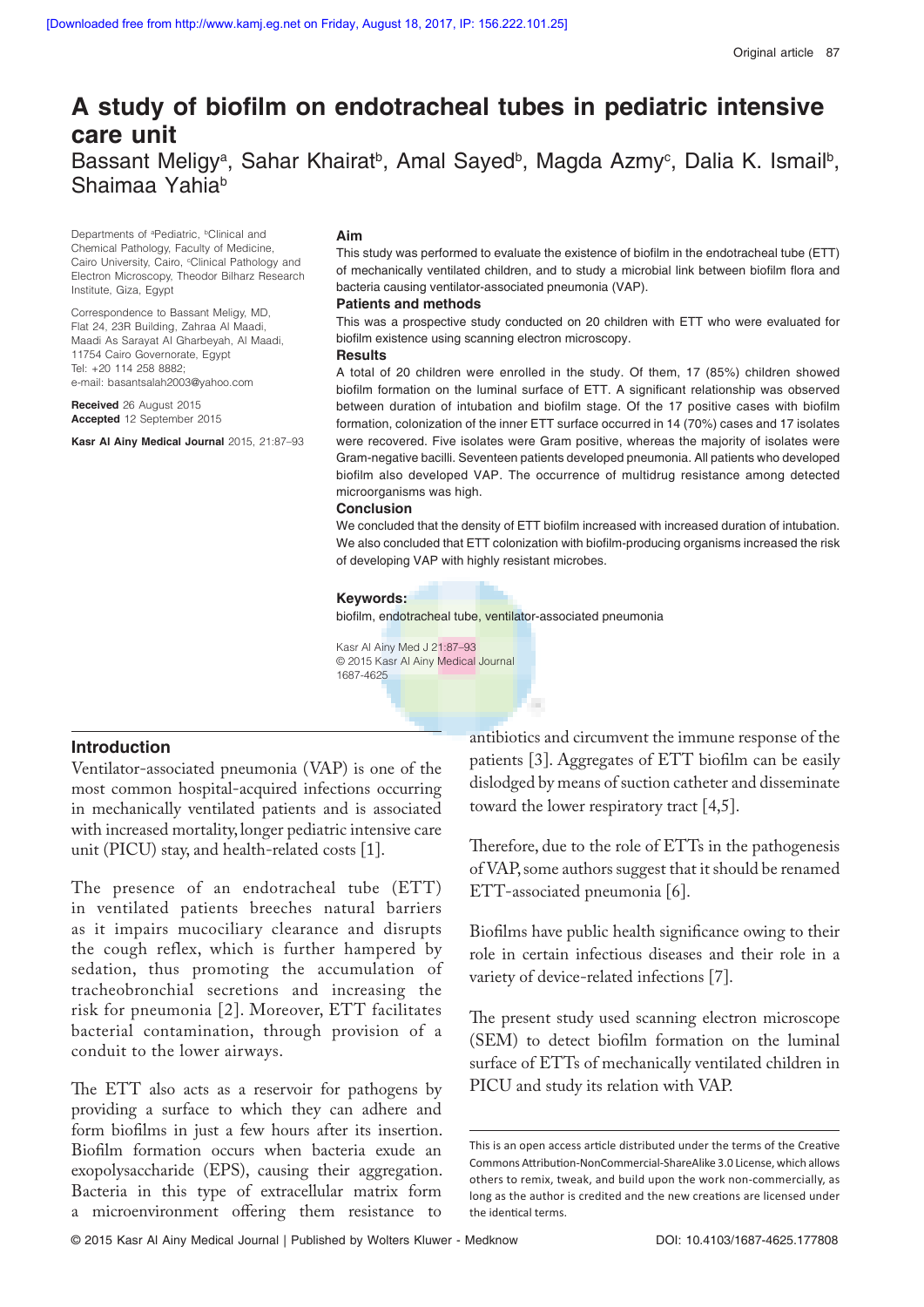# A study of biofilm on endotracheal tubes in pediatric intensive care unit

Bassant Meligy[a], Sahar Khairat[b], Amal Sayed[b], Magda Azmy[c], Dalia K. Ismail[b], Shaimaa Yahia[b]

Departments of [a]Pediatric, [b]Clinical and Chemical Pathology, Faculty of Medicine, Cairo University, Cairo, [c]Clinical Pathology and Electron Microscopy, Theodor Bilharz Research Institute, Giza, Egypt

Correspondence to Bassant Meligy, MD, Flat 24, 23R Building, Zahraa Al Maadi, Maadi As Sarayat Al Gharbeyah, Al Maadi, 11754 Cairo Governorate, Egypt
Tel: +20 114 258 8882;
e-mail: basantsalah2003@yahoo.com

**Received** 26 August 2015
**Accepted** 12 September 2015

**Kasr Al Ainy Medical Journal** 2015, 21:87–93

### Aim

This study was performed to evaluate the existence of biofilm in the endotracheal tube (ETT) of mechanically ventilated children, and to study a microbial link between biofilm flora and bacteria causing ventilator-associated pneumonia (VAP).

### Patients and methods

This was a prospective study conducted on 20 children with ETT who were evaluated for biofilm existence using scanning electron microscopy.

### Results

A total of 20 children were enrolled in the study. Of them, 17 (85%) children showed biofilm formation on the luminal surface of ETT. A significant relationship was observed between duration of intubation and biofilm stage. Of the 17 positive cases with biofilm formation, colonization of the inner ETT surface occurred in 14 (70%) cases and 17 isolates were recovered. Five isolates were Gram positive, whereas the majority of isolates were Gram-negative bacilli. Seventeen patients developed pneumonia. All patients who developed biofilm also developed VAP. The occurrence of multidrug resistance among detected microorganisms was high.

### Conclusion

We concluded that the density of ETT biofilm increased with increased duration of intubation. We also concluded that ETT colonization with biofilm-producing organisms increased the risk of developing VAP with highly resistant microbes.

**Keywords:**
biofilm, endotracheal tube, ventilator-associated pneumonia

Kasr Al Ainy Med J 21:87–93
© 2015 Kasr Al Ainy Medical Journal
1687-4625

## Introduction

Ventilator-associated pneumonia (VAP) is one of the most common hospital-acquired infections occurring in mechanically ventilated patients and is associated with increased mortality, longer pediatric intensive care unit (PICU) stay, and health-related costs [1].

The presence of an endotracheal tube (ETT) in ventilated patients breeches natural barriers as it impairs mucociliary clearance and disrupts the cough reflex, which is further hampered by sedation, thus promoting the accumulation of tracheobronchial secretions and increasing the risk for pneumonia [2]. Moreover, ETT facilitates bacterial contamination, through provision of a conduit to the lower airways.

The ETT also acts as a reservoir for pathogens by providing a surface to which they can adhere and form biofilms in just a few hours after its insertion. Biofilm formation occurs when bacteria exude an exopolysaccharide (EPS), causing their aggregation. Bacteria in this type of extracellular matrix form a microenvironment offering them resistance to antibiotics and circumvent the immune response of the patients [3]. Aggregates of ETT biofilm can be easily dislodged by means of suction catheter and disseminate toward the lower respiratory tract [4,5].

Therefore, due to the role of ETTs in the pathogenesis of VAP, some authors suggest that it should be renamed ETT-associated pneumonia [6].

Biofilms have public health significance owing to their role in certain infectious diseases and their role in a variety of device-related infections [7].

The present study used scanning electron microscope (SEM) to detect biofilm formation on the luminal surface of ETTs of mechanically ventilated children in PICU and study its relation with VAP.

This is an open access article distributed under the terms of the Creative Commons Attribution-NonCommercial-ShareAlike 3.0 License, which allows others to remix, tweak, and build upon the work non-commercially, as long as the author is credited and the new creations are licensed under the identical terms.

© 2015 Kasr Al Ainy Medical Journal | Published by Wolters Kluwer - Medknow DOI: 10.4103/1687-4625.177808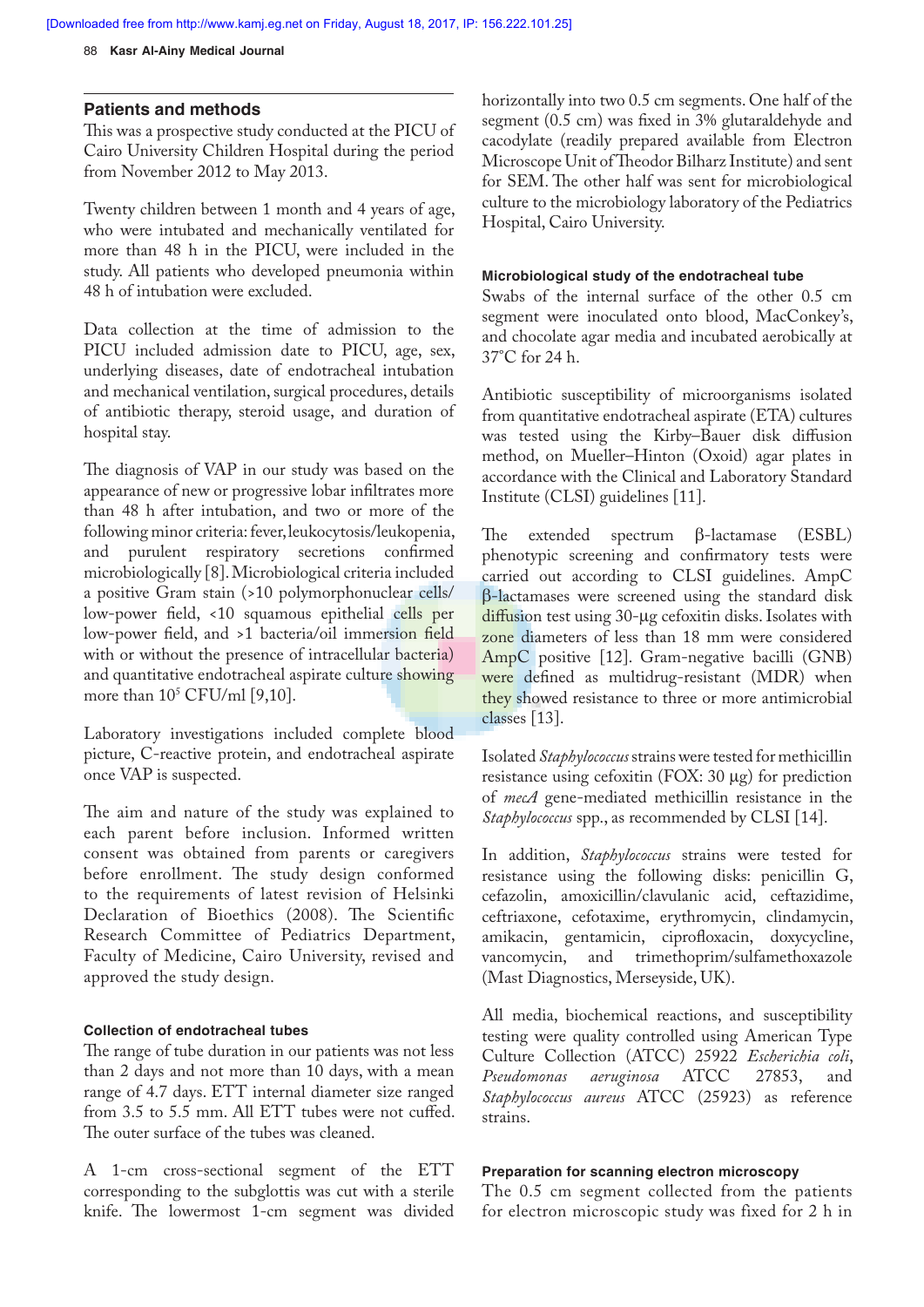## Patients and methods

This was a prospective study conducted at the PICU of Cairo University Children Hospital during the period from November 2012 to May 2013.

Twenty children between 1 month and 4 years of age, who were intubated and mechanically ventilated for more than 48 h in the PICU, were included in the study. All patients who developed pneumonia within 48 h of intubation were excluded.

Data collection at the time of admission to the PICU included admission date to PICU, age, sex, underlying diseases, date of endotracheal intubation and mechanical ventilation, surgical procedures, details of antibiotic therapy, steroid usage, and duration of hospital stay.

The diagnosis of VAP in our study was based on the appearance of new or progressive lobar infiltrates more than 48 h after intubation, and two or more of the following minor criteria: fever, leukocytosis/leukopenia, and purulent respiratory secretions confirmed microbiologically [8]. Microbiological criteria included a positive Gram stain (>10 polymorphonuclear cells/low-power field, <10 squamous epithelial cells per low-power field, and >1 bacteria/oil immersion field with or without the presence of intracellular bacteria) and quantitative endotracheal aspirate culture showing more than $10^5$ CFU/ml [9,10].

Laboratory investigations included complete blood picture, C-reactive protein, and endotracheal aspirate once VAP is suspected.

The aim and nature of the study was explained to each parent before inclusion. Informed written consent was obtained from parents or caregivers before enrollment. The study design conformed to the requirements of latest revision of Helsinki Declaration of Bioethics (2008). The Scientific Research Committee of Pediatrics Department, Faculty of Medicine, Cairo University, revised and approved the study design.

### Collection of endotracheal tubes

The range of tube duration in our patients was not less than 2 days and not more than 10 days, with a mean range of 4.7 days. ETT internal diameter size ranged from 3.5 to 5.5 mm. All ETT tubes were not cuffed. The outer surface of the tubes was cleaned.

A 1-cm cross-sectional segment of the ETT corresponding to the subglottis was cut with a sterile knife. The lowermost 1-cm segment was divided horizontally into two 0.5 cm segments. One half of the segment (0.5 cm) was fixed in 3% glutaraldehyde and cacodylate (readily prepared available from Electron Microscope Unit of Theodor Bilharz Institute) and sent for SEM. The other half was sent for microbiological culture to the microbiology laboratory of the Pediatrics Hospital, Cairo University.

### Microbiological study of the endotracheal tube

Swabs of the internal surface of the other 0.5 cm segment were inoculated onto blood, MacConkey's, and chocolate agar media and incubated aerobically at 37°C for 24 h.

Antibiotic susceptibility of microorganisms isolated from quantitative endotracheal aspirate (ETA) cultures was tested using the Kirby–Bauer disk diffusion method, on Mueller–Hinton (Oxoid) agar plates in accordance with the Clinical and Laboratory Standard Institute (CLSI) guidelines [11].

The extended spectrum β-lactamase (ESBL) phenotypic screening and confirmatory tests were carried out according to CLSI guidelines. AmpC β-lactamases were screened using the standard disk diffusion test using 30-μg cefoxitin disks. Isolates with zone diameters of less than 18 mm were considered AmpC positive [12]. Gram-negative bacilli (GNB) were defined as multidrug-resistant (MDR) when they showed resistance to three or more antimicrobial classes [13].

Isolated *Staphylococcus* strains were tested for methicillin resistance using cefoxitin (FOX: 30 μg) for prediction of *mecA* gene-mediated methicillin resistance in the *Staphylococcus* spp., as recommended by CLSI [14].

In addition, *Staphylococcus* strains were tested for resistance using the following disks: penicillin G, cefazolin, amoxicillin/clavulanic acid, ceftazidime, ceftriaxone, cefotaxime, erythromycin, clindamycin, amikacin, gentamicin, ciprofloxacin, doxycycline, vancomycin, and trimethoprim/sulfamethoxazole (Mast Diagnostics, Merseyside, UK).

All media, biochemical reactions, and susceptibility testing were quality controlled using American Type Culture Collection (ATCC) 25922 *Escherichia coli*, *Pseudomonas aeruginosa* ATCC 27853, and *Staphylococcus aureus* ATCC (25923) as reference strains.

### Preparation for scanning electron microscopy

The 0.5 cm segment collected from the patients for electron microscopic study was fixed for 2 h in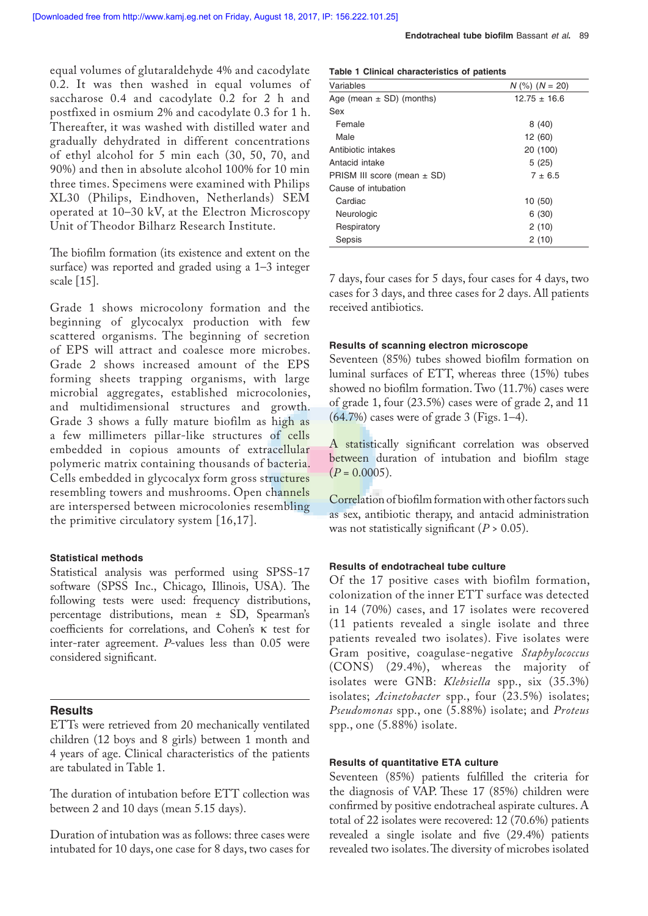equal volumes of glutaraldehyde 4% and cacodylate 0.2. It was then washed in equal volumes of saccharose 0.4 and cacodylate 0.2 for 2 h and postfixed in osmium 2% and cacodylate 0.3 for 1 h. Thereafter, it was washed with distilled water and gradually dehydrated in different concentrations of ethyl alcohol for 5 min each (30, 50, 70, and 90%) and then in absolute alcohol 100% for 10 min three times. Specimens were examined with Philips XL30 (Philips, Eindhoven, Netherlands) SEM operated at 10–30 kV, at the Electron Microscopy Unit of Theodor Bilharz Research Institute.

The biofilm formation (its existence and extent on the surface) was reported and graded using a 1–3 integer scale [15].

Grade 1 shows microcolony formation and the beginning of glycocalyx production with few scattered organisms. The beginning of secretion of EPS will attract and coalesce more microbes. Grade 2 shows increased amount of the EPS forming sheets trapping organisms, with large microbial aggregates, established microcolonies, and multidimensional structures and growth. Grade 3 shows a fully mature biofilm as high as a few millimeters pillar-like structures of cells embedded in copious amounts of extracellular polymeric matrix containing thousands of bacteria. Cells embedded in glycocalyx form gross structures resembling towers and mushrooms. Open channels are interspersed between microcolonies resembling the primitive circulatory system [16,17].

### Statistical methods

Statistical analysis was performed using SPSS-17 software (SPSS Inc., Chicago, Illinois, USA). The following tests were used: frequency distributions, percentage distributions, mean ± SD, Spearman's coefficients for correlations, and Cohen's κ test for inter-rater agreement. *P*-values less than 0.05 were considered significant.

## Results

ETTs were retrieved from 20 mechanically ventilated children (12 boys and 8 girls) between 1 month and 4 years of age. Clinical characteristics of the patients are tabulated in Table 1.

**Table 1 Clinical characteristics of patients**

| Variables | *N* (%) (*N* = 20) |
|---|---|
| Age (mean ± SD) (months) | 12.75 ± 16.6 |
| Sex | |
| Female | 8 (40) |
| Male | 12 (60) |
| Antibiotic intakes | 20 (100) |
| Antacid intake | 5 (25) |
| PRISM III score (mean ± SD) | 7 ± 6.5 |
| Cause of intubation | |
| Cardiac | 10 (50) |
| Neurologic | 6 (30) |
| Respiratory | 2 (10) |
| Sepsis | 2 (10) |

The duration of intubation before ETT collection was between 2 and 10 days (mean 5.15 days).

Duration of intubation was as follows: three cases were intubated for 10 days, one case for 8 days, two cases for 7 days, four cases for 5 days, four cases for 4 days, two cases for 3 days, and three cases for 2 days. All patients received antibiotics.

### Results of scanning electron microscope

Seventeen (85%) tubes showed biofilm formation on luminal surfaces of ETT, whereas three (15%) tubes showed no biofilm formation. Two (11.7%) cases were of grade 1, four (23.5%) cases were of grade 2, and 11 (64.7%) cases were of grade 3 (Figs. 1–4).

A statistically significant correlation was observed between duration of intubation and biofilm stage ($P = 0.0005$).

Correlation of biofilm formation with other factors such as sex, antibiotic therapy, and antacid administration was not statistically significant ($P > 0.05$).

### Results of endotracheal tube culture

Of the 17 positive cases with biofilm formation, colonization of the inner ETT surface was detected in 14 (70%) cases, and 17 isolates were recovered (11 patients revealed a single isolate and three patients revealed two isolates). Five isolates were Gram positive, coagulase-negative *Staphylococcus* (CONS) (29.4%), whereas the majority of isolates were GNB: *Klebsiella* spp., six (35.3%) isolates; *Acinetobacter* spp., four (23.5%) isolates; *Pseudomonas* spp., one (5.88%) isolate; and *Proteus* spp., one (5.88%) isolate.

### Results of quantitative ETA culture

Seventeen (85%) patients fulfilled the criteria for the diagnosis of VAP. These 17 (85%) children were confirmed by positive endotracheal aspirate cultures. A total of 22 isolates were recovered: 12 (70.6%) patients revealed a single isolate and five (29.4%) patients revealed two isolates. The diversity of microbes isolated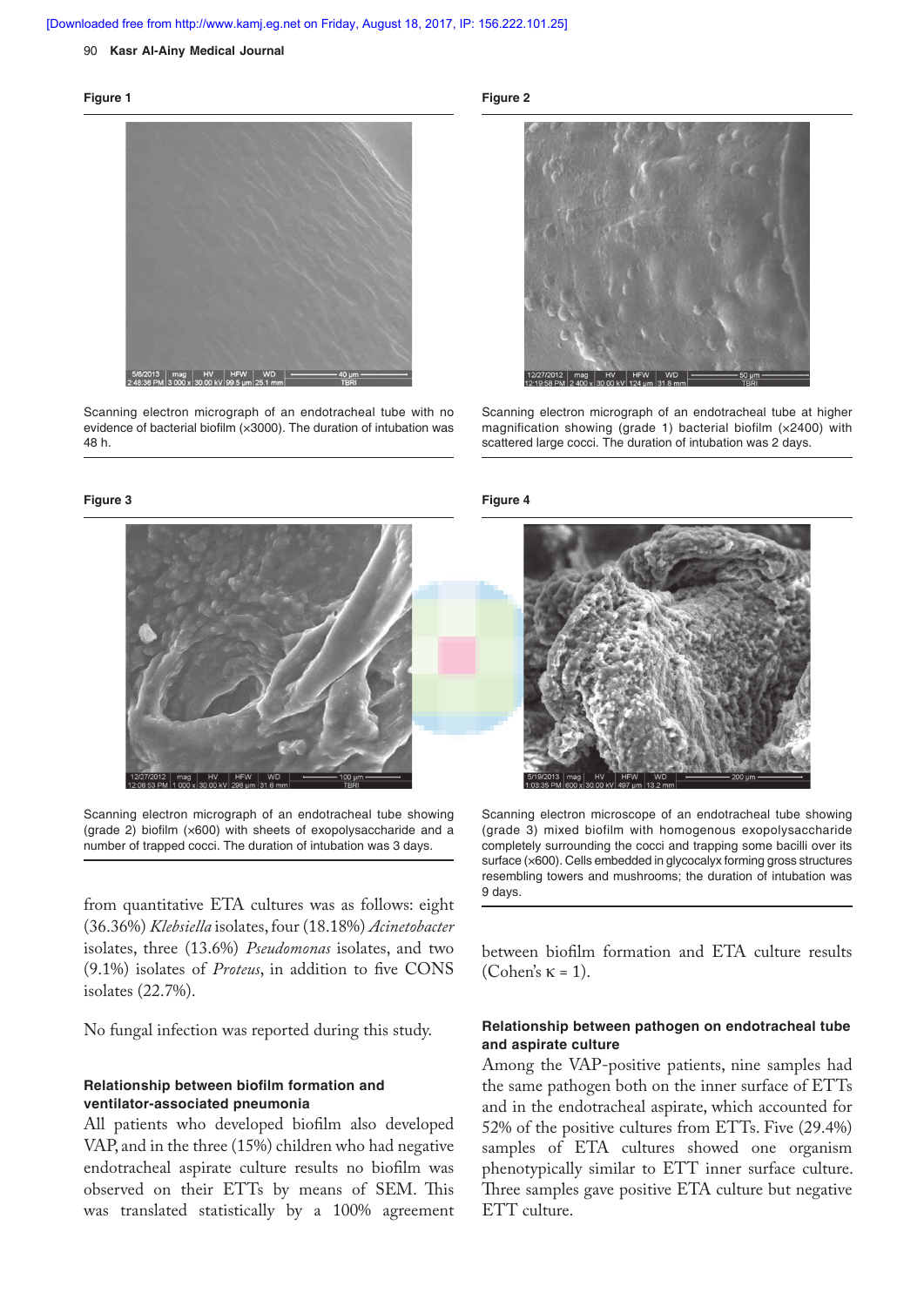**Figure 1**

Scanning electron micrograph of an endotracheal tube with no evidence of bacterial biofilm (×3000). The duration of intubation was 48 h.

**Figure 2**

Scanning electron micrograph of an endotracheal tube at higher magnification showing (grade 1) bacterial biofilm (×2400) with scattered large cocci. The duration of intubation was 2 days.

**Figure 3**

Scanning electron micrograph of an endotracheal tube showing (grade 2) biofilm (×600) with sheets of exopolysaccharide and a number of trapped cocci. The duration of intubation was 3 days.

**Figure 4**

Scanning electron microscope of an endotracheal tube showing (grade 3) mixed biofilm with homogenous exopolysaccharide completely surrounding the cocci and trapping some bacilli over its surface (×600). Cells embedded in glycocalyx forming gross structures resembling towers and mushrooms; the duration of intubation was 9 days.

from quantitative ETA cultures was as follows: eight (36.36%) *Klebsiella* isolates, four (18.18%) *Acinetobacter* isolates, three (13.6%) *Pseudomonas* isolates, and two (9.1%) isolates of *Proteus*, in addition to five CONS isolates (22.7%).

No fungal infection was reported during this study.

### Relationship between biofilm formation and ventilator-associated pneumonia

All patients who developed biofilm also developed VAP, and in the three (15%) children who had negative endotracheal aspirate culture results no biofilm was observed on their ETTs by means of SEM. This was translated statistically by a 100% agreement between biofilm formation and ETA culture results (Cohen's $\kappa = 1$).

### Relationship between pathogen on endotracheal tube and aspirate culture

Among the VAP-positive patients, nine samples had the same pathogen both on the inner surface of ETTs and in the endotracheal aspirate, which accounted for 52% of the positive cultures from ETTs. Five (29.4%) samples of ETA cultures showed one organism phenotypically similar to ETT inner surface culture. Three samples gave positive ETA culture but negative ETT culture.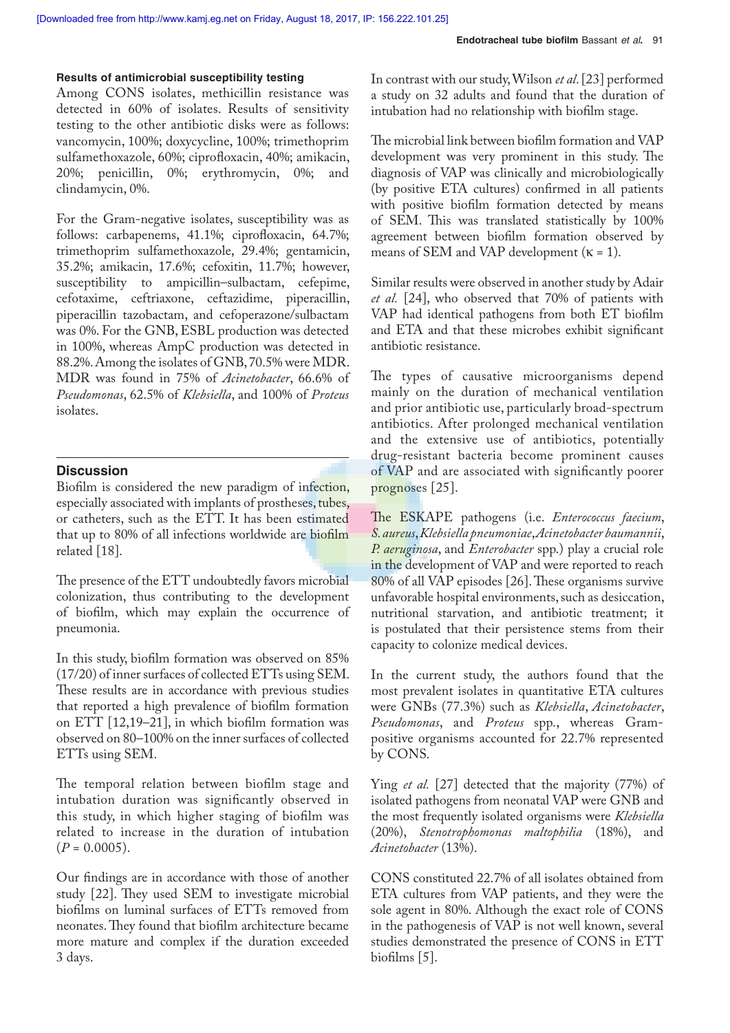### Results of antimicrobial susceptibility testing

Among CONS isolates, methicillin resistance was detected in 60% of isolates. Results of sensitivity testing to the other antibiotic disks were as follows: vancomycin, 100%; doxycycline, 100%; trimethoprim sulfamethoxazole, 60%; ciprofloxacin, 40%; amikacin, 20%; penicillin, 0%; erythromycin, 0%; and clindamycin, 0%.

For the Gram-negative isolates, susceptibility was as follows: carbapenems, 41.1%; ciprofloxacin, 64.7%; trimethoprim sulfamethoxazole, 29.4%; gentamicin, 35.2%; amikacin, 17.6%; cefoxitin, 11.7%; however, susceptibility to ampicillin–sulbactam, cefepime, cefotaxime, ceftriaxone, ceftazidime, piperacillin, piperacillin tazobactam, and cefoperazone/sulbactam was 0%. For the GNB, ESBL production was detected in 100%, whereas AmpC production was detected in 88.2%. Among the isolates of GNB, 70.5% were MDR. MDR was found in 75% of *Acinetobacter*, 66.6% of *Pseudomonas*, 62.5% of *Klebsiella*, and 100% of *Proteus* isolates.

## Discussion

Biofilm is considered the new paradigm of infection, especially associated with implants of prostheses, tubes, or catheters, such as the ETT. It has been estimated that up to 80% of all infections worldwide are biofilm related [18].

The presence of the ETT undoubtedly favors microbial colonization, thus contributing to the development of biofilm, which may explain the occurrence of pneumonia.

In this study, biofilm formation was observed on 85% (17/20) of inner surfaces of collected ETTs using SEM. These results are in accordance with previous studies that reported a high prevalence of biofilm formation on ETT [12,19–21], in which biofilm formation was observed on 80–100% on the inner surfaces of collected ETTs using SEM.

The temporal relation between biofilm stage and intubation duration was significantly observed in this study, in which higher staging of biofilm was related to increase in the duration of intubation ($P = 0.0005$).

Our findings are in accordance with those of another study [22]. They used SEM to investigate microbial biofilms on luminal surfaces of ETTs removed from neonates. They found that biofilm architecture became more mature and complex if the duration exceeded 3 days.

In contrast with our study, Wilson *et al.* [23] performed a study on 32 adults and found that the duration of intubation had no relationship with biofilm stage.

The microbial link between biofilm formation and VAP development was very prominent in this study. The diagnosis of VAP was clinically and microbiologically (by positive ETA cultures) confirmed in all patients with positive biofilm formation detected by means of SEM. This was translated statistically by 100% agreement between biofilm formation observed by means of SEM and VAP development ($\kappa = 1$).

Similar results were observed in another study by Adair *et al.* [24], who observed that 70% of patients with VAP had identical pathogens from both ET biofilm and ETA and that these microbes exhibit significant antibiotic resistance.

The types of causative microorganisms depend mainly on the duration of mechanical ventilation and prior antibiotic use, particularly broad-spectrum antibiotics. After prolonged mechanical ventilation and the extensive use of antibiotics, potentially drug-resistant bacteria become prominent causes of VAP and are associated with significantly poorer prognoses [25].

The ESKAPE pathogens (i.e. *Enterococcus faecium*, *S. aureus*, *Klebsiella pneumoniae*, *Acinetobacter baumannii*, *P. aeruginosa*, and *Enterobacter* spp.) play a crucial role in the development of VAP and were reported to reach 80% of all VAP episodes [26]. These organisms survive unfavorable hospital environments, such as desiccation, nutritional starvation, and antibiotic treatment; it is postulated that their persistence stems from their capacity to colonize medical devices.

In the current study, the authors found that the most prevalent isolates in quantitative ETA cultures were GNBs (77.3%) such as *Klebsiella*, *Acinetobacter*, *Pseudomonas*, and *Proteus* spp., whereas Gram-positive organisms accounted for 22.7% represented by CONS.

Ying *et al.* [27] detected that the majority (77%) of isolated pathogens from neonatal VAP were GNB and the most frequently isolated organisms were *Klebsiella* (20%), *Stenotrophomonas maltophilia* (18%), and *Acinetobacter* (13%).

CONS constituted 22.7% of all isolates obtained from ETA cultures from VAP patients, and they were the sole agent in 80%. Although the exact role of CONS in the pathogenesis of VAP is not well known, several studies demonstrated the presence of CONS in ETT biofilms [5].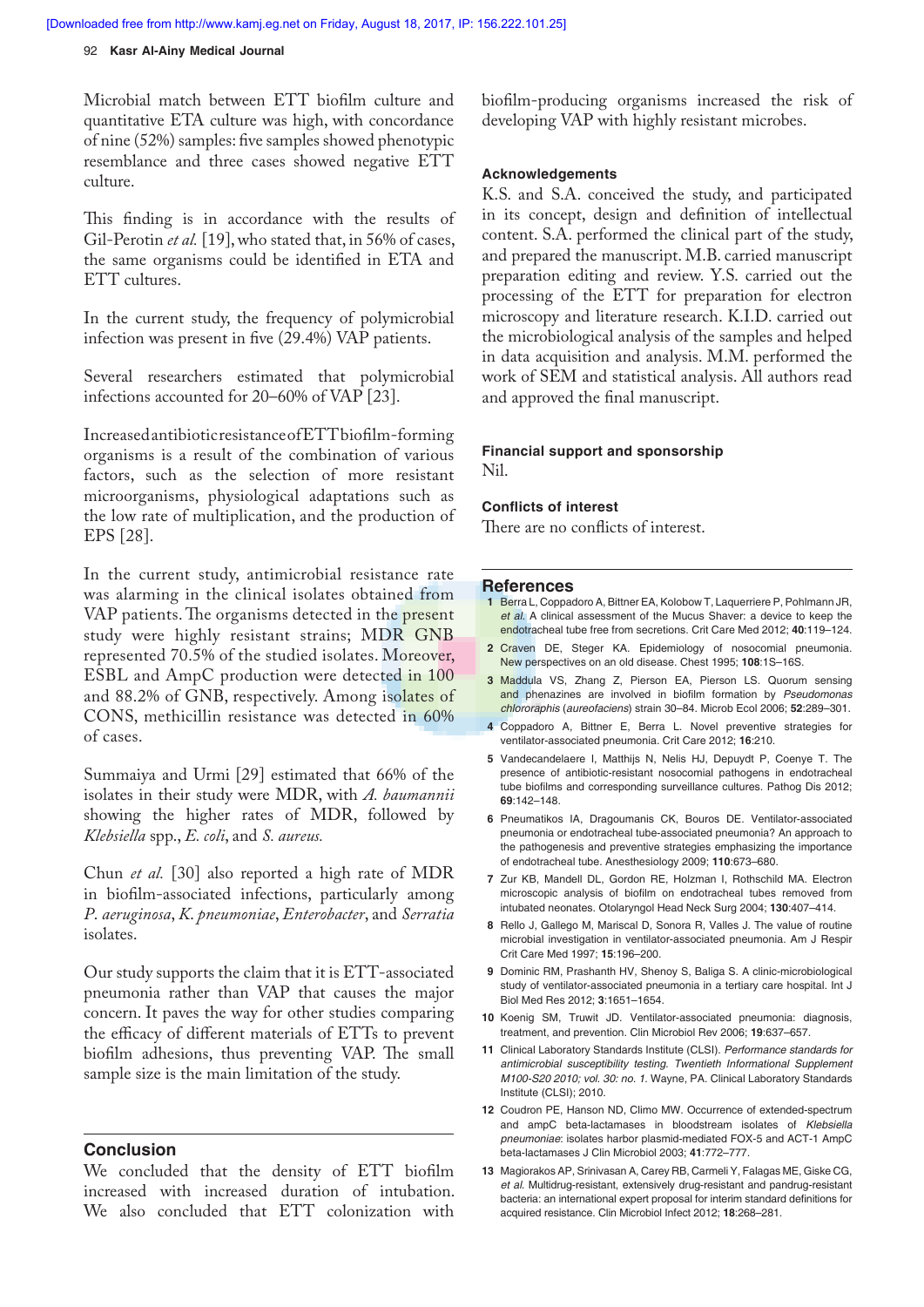Microbial match between ETT biofilm culture and quantitative ETA culture was high, with concordance of nine (52%) samples: five samples showed phenotypic resemblance and three cases showed negative ETT culture.

This finding is in accordance with the results of Gil-Perotin *et al.* [19], who stated that, in 56% of cases, the same organisms could be identified in ETA and ETT cultures.

In the current study, the frequency of polymicrobial infection was present in five (29.4%) VAP patients.

Several researchers estimated that polymicrobial infections accounted for 20–60% of VAP [23].

Increased antibiotic resistance of ETT biofilm-forming organisms is a result of the combination of various factors, such as the selection of more resistant microorganisms, physiological adaptations such as the low rate of multiplication, and the production of EPS [28].

In the current study, antimicrobial resistance rate was alarming in the clinical isolates obtained from VAP patients. The organisms detected in the present study were highly resistant strains; MDR GNB represented 70.5% of the studied isolates. Moreover, ESBL and AmpC production were detected in 100 and 88.2% of GNB, respectively. Among isolates of CONS, methicillin resistance was detected in 60% of cases.

Summaiya and Urmi [29] estimated that 66% of the isolates in their study were MDR, with *A. baumannii* showing the higher rates of MDR, followed by *Klebsiella* spp., *E. coli*, and *S. aureus.*

Chun *et al.* [30] also reported a high rate of MDR in biofilm-associated infections, particularly among *P. aeruginosa*, *K. pneumoniae*, *Enterobacter*, and *Serratia* isolates.

Our study supports the claim that it is ETT-associated pneumonia rather than VAP that causes the major concern. It paves the way for other studies comparing the efficacy of different materials of ETTs to prevent biofilm adhesions, thus preventing VAP. The small sample size is the main limitation of the study.

## Conclusion

We concluded that the density of ETT biofilm increased with increased duration of intubation. We also concluded that ETT colonization with biofilm-producing organisms increased the risk of developing VAP with highly resistant microbes.

### Acknowledgements

K.S. and S.A. conceived the study, and participated in its concept, design and definition of intellectual content. S.A. performed the clinical part of the study, and prepared the manuscript. M.B. carried manuscript preparation editing and review. Y.S. carried out the processing of the ETT for preparation for electron microscopy and literature research. K.I.D. carried out the microbiological analysis of the samples and helped in data acquisition and analysis. M.M. performed the work of SEM and statistical analysis. All authors read and approved the final manuscript.

### Financial support and sponsorship

Nil.

### Conflicts of interest

There are no conflicts of interest.

## References

1. Berra L, Coppadoro A, Bittner EA, Kolobow T, Laquerriere P, Pohlmann JR, *et al.* A clinical assessment of the Mucus Shaver: a device to keep the endotracheal tube free from secretions. Crit Care Med 2012; **40**:119–124.
2. Craven DE, Steger KA. Epidemiology of nosocomial pneumonia. New perspectives on an old disease. Chest 1995; **108**:1S–16S.
3. Maddula VS, Zhang Z, Pierson EA, Pierson LS. Quorum sensing and phenazines are involved in biofilm formation by *Pseudomonas chlororaphis* (*aureofaciens*) strain 30–84. Microb Ecol 2006; **52**:289–301.
4. Coppadoro A, Bittner E, Berra L. Novel preventive strategies for ventilator-associated pneumonia. Crit Care 2012; **16**:210.
5. Vandecandelaere I, Matthijs N, Nelis HJ, Depuydt P, Coenye T. The presence of antibiotic-resistant nosocomial pathogens in endotracheal tube biofilms and corresponding surveillance cultures. Pathog Dis 2012; **69**:142–148.
6. Pneumatikos IA, Dragoumanis CK, Bouros DE. Ventilator-associated pneumonia or endotracheal tube-associated pneumonia? An approach to the pathogenesis and preventive strategies emphasizing the importance of endotracheal tube. Anesthesiology 2009; **110**:673–680.
7. Zur KB, Mandell DL, Gordon RE, Holzman I, Rothschild MA. Electron microscopic analysis of biofilm on endotracheal tubes removed from intubated neonates. Otolaryngol Head Neck Surg 2004; **130**:407–414.
8. Rello J, Gallego M, Mariscal D, Sonora R, Valles J. The value of routine microbial investigation in ventilator-associated pneumonia. Am J Respir Crit Care Med 1997; **15**:196–200.
9. Dominic RM, Prashanth HV, Shenoy S, Baliga S. A clinic-microbiological study of ventilator-associated pneumonia in a tertiary care hospital. Int J Biol Med Res 2012; **3**:1651–1654.
10. Koenig SM, Truwit JD. Ventilator-associated pneumonia: diagnosis, treatment, and prevention. Clin Microbiol Rev 2006; **19**:637–657.
11. Clinical Laboratory Standards Institute (CLSI). *Performance standards for antimicrobial susceptibility testing. Twentieth Informational Supplement M100-S20 2010; vol. 30: no. 1.* Wayne, PA. Clinical Laboratory Standards Institute (CLSI); 2010.
12. Coudron PE, Hanson ND, Climo MW. Occurrence of extended-spectrum and ampC beta-lactamases in bloodstream isolates of *Klebsiella pneumoniae*: isolates harbor plasmid-mediated FOX-5 and ACT-1 AmpC beta-lactamases J Clin Microbiol 2003; **41**:772–777.
13. Magiorakos AP, Srinivasan A, Carey RB, Carmeli Y, Falagas ME, Giske CG, *et al.* Multidrug-resistant, extensively drug-resistant and pandrug-resistant bacteria: an international expert proposal for interim standard definitions for acquired resistance. Clin Microbiol Infect 2012; **18**:268–281.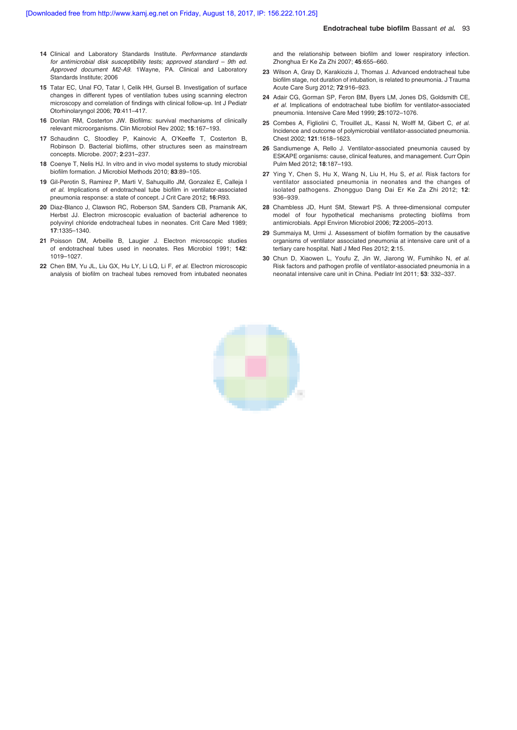14 Clinical and Laboratory Standards Institute. *Performance standards for antimicrobial disk susceptibility tests; approved standard – 9th ed. Approved document M2-A9*. 1Wayne, PA. Clinical and Laboratory Standards Institute; 2006

15 Tatar EC, Unal FO, Tatar I, Celik HH, Gursel B. Investigation of surface changes in different types of ventilation tubes using scanning electron microscopy and correlation of findings with clinical follow-up. Int J Pediatr Otorhinolaryngol 2006; **70**:411–417.

16 Donlan RM, Costerton JW. Biofilms: survival mechanisms of clinically relevant microorganisms. Clin Microbiol Rev 2002; **15**:167–193.

17 Schaudinn C, Stoodley P, Kainovic A, O'Keeffe T, Costerton B, Robinson D. Bacterial biofilms, other structures seen as mainstream concepts. Microbe. 2007; **2**:231–237.

18 Coenye T, Nelis HJ. In vitro and in vivo model systems to study microbial biofilm formation. J Microbiol Methods 2010; **83**:89–105.

19 Gil-Perotin S, Ramirez P, Marti V, Sahuquillo JM, Gonzalez E, Calleja I *et al.* Implications of endotracheal tube biofilm in ventilator-associated pneumonia response: a state of concept. J Crit Care 2012; **16**:R93.

20 Diaz-Blanco J, Clawson RC, Roberson SM, Sanders CB, Pramanik AK, Herbst JJ. Electron microscopic evaluation of bacterial adherence to polyvinyl chloride endotracheal tubes in neonates. Crit Care Med 1989; **17**:1335–1340.

21 Poisson DM, Arbeille B, Laugier J. Electron microscopic studies of endotracheal tubes used in neonates. Res Microbiol 1991; **142**: 1019–1027.

22 Chen BM, Yu JL, Liu GX, Hu LY, Li LQ, Li F, *et al.* Electron microscopic analysis of biofilm on tracheal tubes removed from intubated neonates and the relationship between biofilm and lower respiratory infection. Zhonghua Er Ke Za Zhi 2007; **45**:655–660.

23 Wilson A, Gray D, Karakiozis J, Thomas J. Advanced endotracheal tube biofilm stage, not duration of intubation, is related to pneumonia. J Trauma Acute Care Surg 2012; **72**:916–923.

24 Adair CG, Gorman SP, Feron BM, Byers LM, Jones DS, Goldsmith CE, *et al.* Implications of endotracheal tube biofilm for ventilator-associated pneumonia. Intensive Care Med 1999; **25**:1072–1076.

25 Combes A, Figliolini C, Trouillet JL, Kassi N, Wolff M, Gibert C, *et al.* Incidence and outcome of polymicrobial ventilator-associated pneumonia. Chest 2002; **121**:1618–1623.

26 Sandiumenge A, Rello J. Ventilator-associated pneumonia caused by ESKAPE organisms: cause, clinical features, and management. Curr Opin Pulm Med 2012; **18**:187–193.

27 Ying Y, Chen S, Hu X, Wang N, Liu H, Hu S, *et al.* Risk factors for ventilator associated pneumonia in neonates and the changes of isolated pathogens. Zhongguo Dang Dai Er Ke Za Zhi 2012; **12**: 936–939.

28 Chambless JD, Hunt SM, Stewart PS. A three-dimensional computer model of four hypothetical mechanisms protecting biofilms from antimicrobials. Appl Environ Microbiol 2006; **72**:2005–2013.

29 Summaiya M, Urmi J. Assessment of biofilm formation by the causative organisms of ventilator associated pneumonia at intensive care unit of a tertiary care hospital. Natl J Med Res 2012; **2**:15.

30 Chun D, Xiaowen L, Youfu Z, Jin W, Jiarong W, Fumihiko N, *et al.* Risk factors and pathogen profile of ventilator-associated pneumonia in a neonatal intensive care unit in China. Pediatr Int 2011; **53**: 332–337.